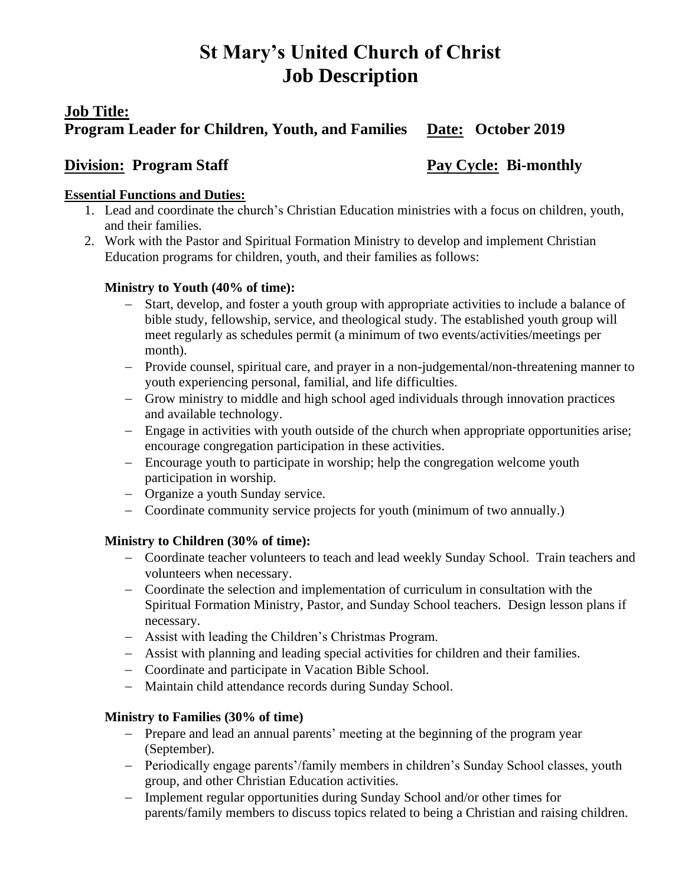# St Mary's United Church of Christ
# Job Description

**Job Title:**

**Program Leader for Children, Youth, and Families** **Date: October 2019**

**Division: Program Staff** **Pay Cycle: Bi-monthly**

**Essential Functions and Duties:**

1. Lead and coordinate the church's Christian Education ministries with a focus on children, youth, and their families.
2. Work with the Pastor and Spiritual Formation Ministry to develop and implement Christian Education programs for children, youth, and their families as follows:

   **Ministry to Youth (40% of time):**

   - Start, develop, and foster a youth group with appropriate activities to include a balance of bible study, fellowship, service, and theological study. The established youth group will meet regularly as schedules permit (a minimum of two events/activities/meetings per month).
   - Provide counsel, spiritual care, and prayer in a non-judgemental/non-threatening manner to youth experiencing personal, familial, and life difficulties.
   - Grow ministry to middle and high school aged individuals through innovation practices and available technology.
   - Engage in activities with youth outside of the church when appropriate opportunities arise; encourage congregation participation in these activities.
   - Encourage youth to participate in worship; help the congregation welcome youth participation in worship.
   - Organize a youth Sunday service.
   - Coordinate community service projects for youth (minimum of two annually.)

   **Ministry to Children (30% of time):**

   - Coordinate teacher volunteers to teach and lead weekly Sunday School. Train teachers and volunteers when necessary.
   - Coordinate the selection and implementation of curriculum in consultation with the Spiritual Formation Ministry, Pastor, and Sunday School teachers. Design lesson plans if necessary.
   - Assist with leading the Children's Christmas Program.
   - Assist with planning and leading special activities for children and their families.
   - Coordinate and participate in Vacation Bible School.
   - Maintain child attendance records during Sunday School.

   **Ministry to Families (30% of time)**

   - Prepare and lead an annual parents' meeting at the beginning of the program year (September).
   - Periodically engage parents'/family members in children's Sunday School classes, youth group, and other Christian Education activities.
   - Implement regular opportunities during Sunday School and/or other times for parents/family members to discuss topics related to being a Christian and raising children.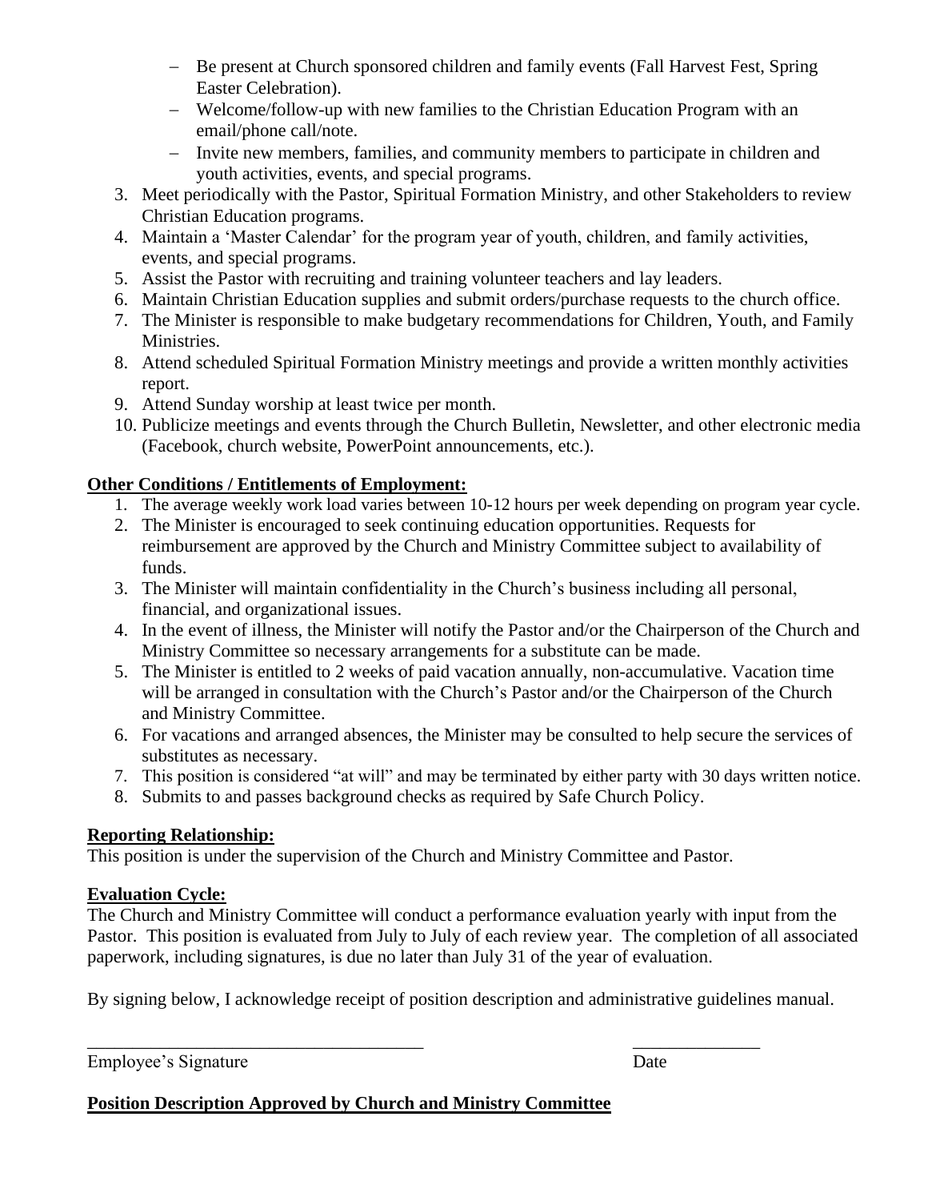- Be present at Church sponsored children and family events (Fall Harvest Fest, Spring Easter Celebration).
  - Welcome/follow-up with new families to the Christian Education Program with an email/phone call/note.
  - Invite new members, families, and community members to participate in children and youth activities, events, and special programs.
3. Meet periodically with the Pastor, Spiritual Formation Ministry, and other Stakeholders to review Christian Education programs.
4. Maintain a 'Master Calendar' for the program year of youth, children, and family activities, events, and special programs.
5. Assist the Pastor with recruiting and training volunteer teachers and lay leaders.
6. Maintain Christian Education supplies and submit orders/purchase requests to the church office.
7. The Minister is responsible to make budgetary recommendations for Children, Youth, and Family Ministries.
8. Attend scheduled Spiritual Formation Ministry meetings and provide a written monthly activities report.
9. Attend Sunday worship at least twice per month.
10. Publicize meetings and events through the Church Bulletin, Newsletter, and other electronic media (Facebook, church website, PowerPoint announcements, etc.).

**Other Conditions / Entitlements of Employment:**

1. The average weekly work load varies between 10-12 hours per week depending on program year cycle.
2. The Minister is encouraged to seek continuing education opportunities. Requests for reimbursement are approved by the Church and Ministry Committee subject to availability of funds.
3. The Minister will maintain confidentiality in the Church's business including all personal, financial, and organizational issues.
4. In the event of illness, the Minister will notify the Pastor and/or the Chairperson of the Church and Ministry Committee so necessary arrangements for a substitute can be made.
5. The Minister is entitled to 2 weeks of paid vacation annually, non-accumulative. Vacation time will be arranged in consultation with the Church's Pastor and/or the Chairperson of the Church and Ministry Committee.
6. For vacations and arranged absences, the Minister may be consulted to help secure the services of substitutes as necessary.
7. This position is considered "at will" and may be terminated by either party with 30 days written notice.
8. Submits to and passes background checks as required by Safe Church Policy.

**Reporting Relationship:**

This position is under the supervision of the Church and Ministry Committee and Pastor.

**Evaluation Cycle:**

The Church and Ministry Committee will conduct a performance evaluation yearly with input from the Pastor. This position is evaluated from July to July of each review year. The completion of all associated paperwork, including signatures, is due no later than July 31 of the year of evaluation.

By signing below, I acknowledge receipt of position description and administrative guidelines manual.

_______________________________________ _______________

Employee's Signature Date

**Position Description Approved by Church and Ministry Committee**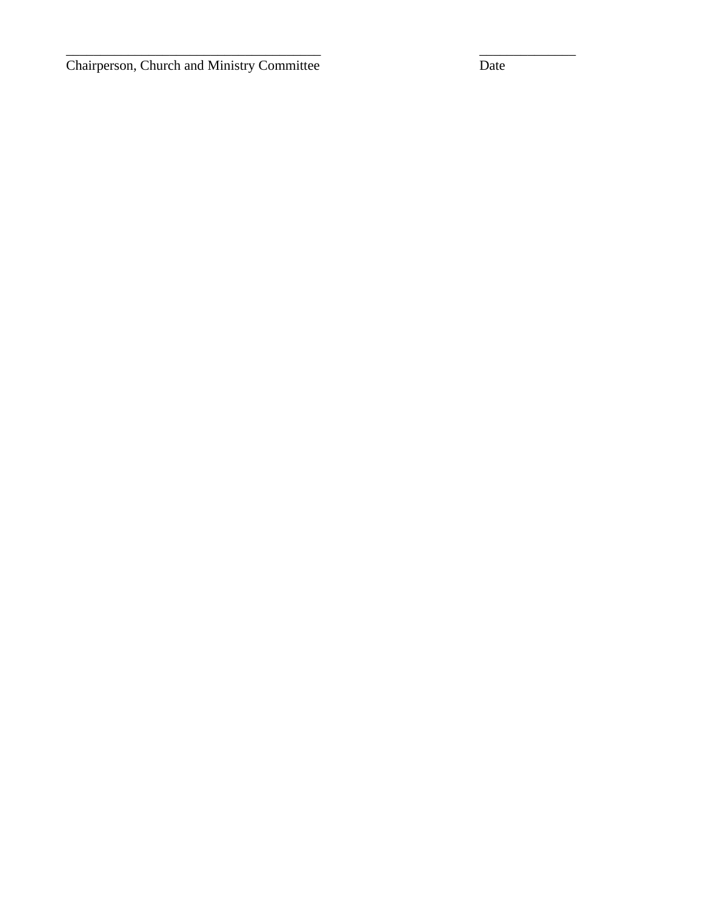_______________________________________ _______________

Chairperson, Church and Ministry Committee Date